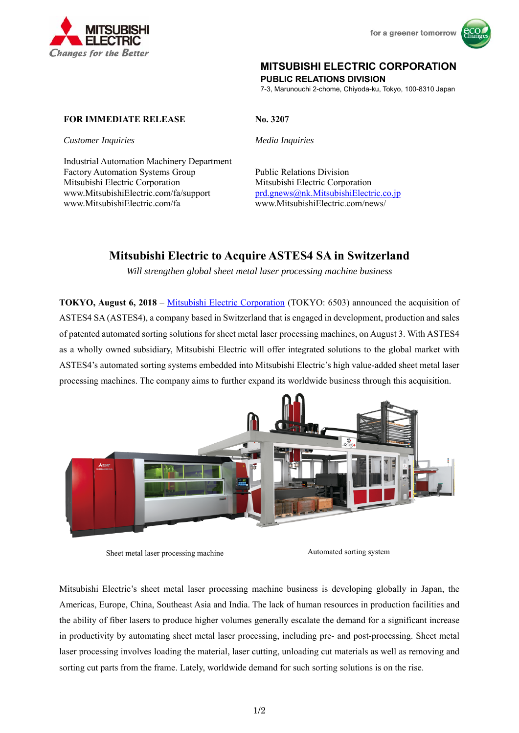**MITSUBISHI ELECTRIC CORPORATION**
**PUBLIC RELATIONS DIVISION**
7-3, Marunouchi 2-chome, Chiyoda-ku, Tokyo, 100-8310 Japan

**FOR IMMEDIATE RELEASE**

**No. 3207**

*Customer Inquiries*

Industrial Automation Machinery Department
Factory Automation Systems Group
Mitsubishi Electric Corporation
www.MitsubishiElectric.com/fa/support
www.MitsubishiElectric.com/fa

*Media Inquiries*

Public Relations Division
Mitsubishi Electric Corporation
prd.gnews@nk.MitsubishiElectric.co.jp
www.MitsubishiElectric.com/news/

# Mitsubishi Electric to Acquire ASTES4 SA in Switzerland

*Will strengthen global sheet metal laser processing machine business*

**TOKYO, August 6, 2018** – Mitsubishi Electric Corporation (TOKYO: 6503) announced the acquisition of ASTES4 SA (ASTES4), a company based in Switzerland that is engaged in development, production and sales of patented automated sorting solutions for sheet metal laser processing machines, on August 3. With ASTES4 as a wholly owned subsidiary, Mitsubishi Electric will offer integrated solutions to the global market with ASTES4's automated sorting systems embedded into Mitsubishi Electric's high value-added sheet metal laser processing machines. The company aims to further expand its worldwide business through this acquisition.

Sheet metal laser processing machine | Automated sorting system

Mitsubishi Electric's sheet metal laser processing machine business is developing globally in Japan, the Americas, Europe, China, Southeast Asia and India. The lack of human resources in production facilities and the ability of fiber lasers to produce higher volumes generally escalate the demand for a significant increase in productivity by automating sheet metal laser processing, including pre- and post-processing. Sheet metal laser processing involves loading the material, laser cutting, unloading cut materials as well as removing and sorting cut parts from the frame. Lately, worldwide demand for such sorting solutions is on the rise.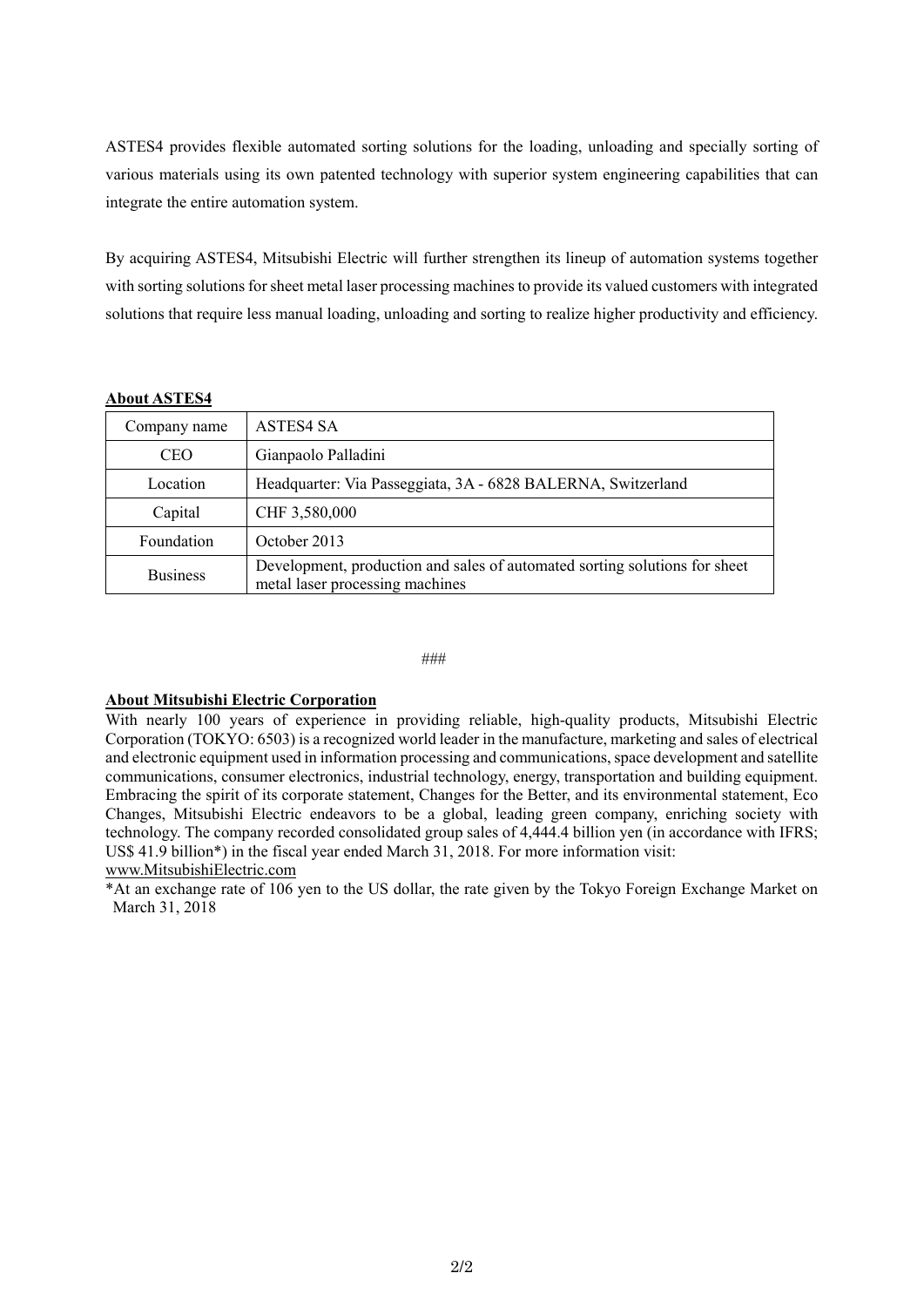ASTES4 provides flexible automated sorting solutions for the loading, unloading and specially sorting of various materials using its own patented technology with superior system engineering capabilities that can integrate the entire automation system.

By acquiring ASTES4, Mitsubishi Electric will further strengthen its lineup of automation systems together with sorting solutions for sheet metal laser processing machines to provide its valued customers with integrated solutions that require less manual loading, unloading and sorting to realize higher productivity and efficiency.

**About ASTES4**

| | |
|---|---|
| Company name | ASTES4 SA |
| CEO | Gianpaolo Palladini |
| Location | Headquarter: Via Passeggiata, 3A - 6828 BALERNA, Switzerland |
| Capital | CHF 3,580,000 |
| Foundation | October 2013 |
| Business | Development, production and sales of automated sorting solutions for sheet metal laser processing machines |

###

**About Mitsubishi Electric Corporation**

With nearly 100 years of experience in providing reliable, high-quality products, Mitsubishi Electric Corporation (TOKYO: 6503) is a recognized world leader in the manufacture, marketing and sales of electrical and electronic equipment used in information processing and communications, space development and satellite communications, consumer electronics, industrial technology, energy, transportation and building equipment. Embracing the spirit of its corporate statement, Changes for the Better, and its environmental statement, Eco Changes, Mitsubishi Electric endeavors to be a global, leading green company, enriching society with technology. The company recorded consolidated group sales of 4,444.4 billion yen (in accordance with IFRS; US$ 41.9 billion*) in the fiscal year ended March 31, 2018. For more information visit: www.MitsubishiElectric.com

*At an exchange rate of 106 yen to the US dollar, the rate given by the Tokyo Foreign Exchange Market on March 31, 2018